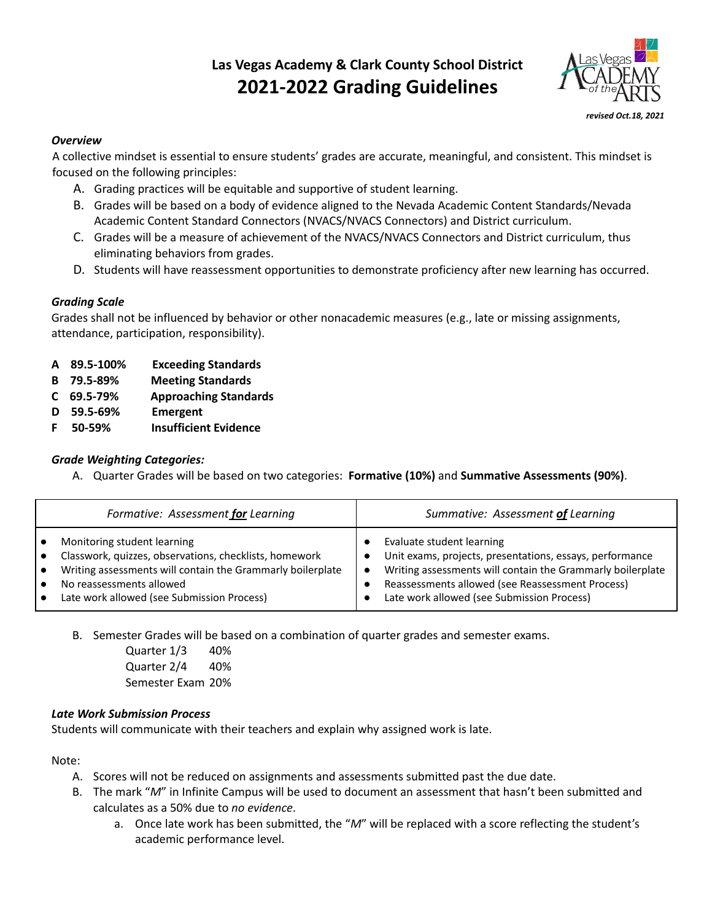# Las Vegas Academy & Clark County School District
# 2021-2022 Grading Guidelines

*revised Oct.18, 2021*

***Overview***

A collective mindset is essential to ensure students' grades are accurate, meaningful, and consistent. This mindset is focused on the following principles:

A. Grading practices will be equitable and supportive of student learning.
B. Grades will be based on a body of evidence aligned to the Nevada Academic Content Standards/Nevada Academic Content Standard Connectors (NVACS/NVACS Connectors) and District curriculum.
C. Grades will be a measure of achievement of the NVACS/NVACS Connectors and District curriculum, thus eliminating behaviors from grades.
D. Students will have reassessment opportunities to demonstrate proficiency after new learning has occurred.

***Grading Scale***

Grades shall not be influenced by behavior or other nonacademic measures (e.g., late or missing assignments, attendance, participation, responsibility).

**A 89.5-100% Exceeding Standards**
**B 79.5-89% Meeting Standards**
**C 69.5-79% Approaching Standards**
**D 59.5-69% Emergent**
**F 50-59% Insufficient Evidence**

***Grade Weighting Categories:***

A. Quarter Grades will be based on two categories: **Formative (10%)** and **Summative Assessments (90%)**.

| *Formative: Assessment **for** Learning* | *Summative: Assessment **of** Learning* |
|---|---|
| • Monitoring student learning<br>• Classwork, quizzes, observations, checklists, homework<br>• Writing assessments will contain the Grammarly boilerplate<br>• No reassessments allowed<br>• Late work allowed (see Submission Process) | • Evaluate student learning<br>• Unit exams, projects, presentations, essays, performance<br>• Writing assessments will contain the Grammarly boilerplate<br>• Reassessments allowed (see Reassessment Process)<br>• Late work allowed (see Submission Process) |

B. Semester Grades will be based on a combination of quarter grades and semester exams.

Quarter 1/3 40%
Quarter 2/4 40%
Semester Exam 20%

***Late Work Submission Process***

Students will communicate with their teachers and explain why assigned work is late.

Note:

A. Scores will not be reduced on assignments and assessments submitted past the due date.
B. The mark "*M*" in Infinite Campus will be used to document an assessment that hasn't been submitted and calculates as a 50% due to *no evidence*.
   a. Once late work has been submitted, the "*M*" will be replaced with a score reflecting the student's academic performance level.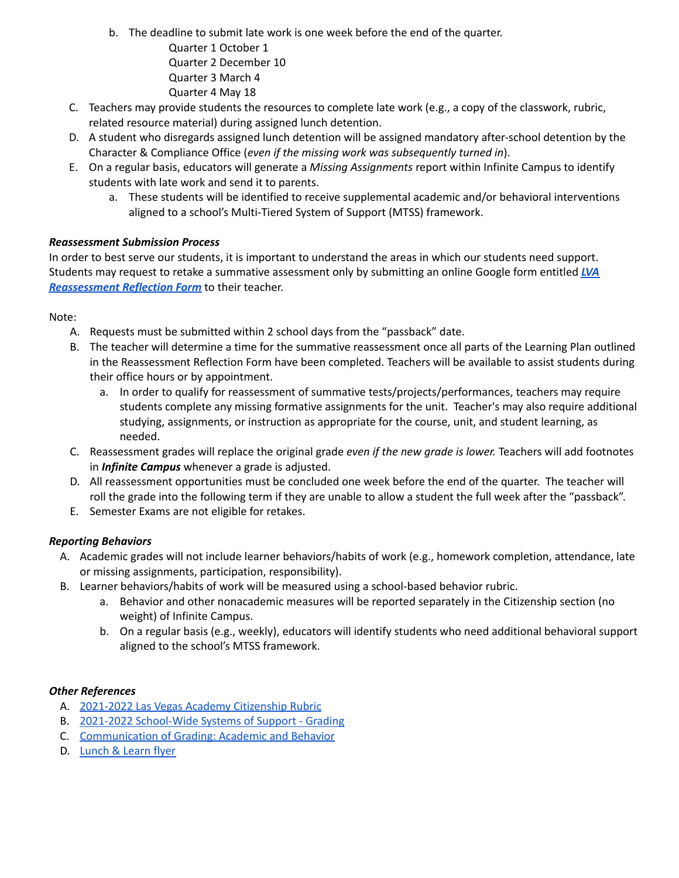b. The deadline to submit late work is one week before the end of the quarter.

Quarter 1 October 1
Quarter 2 December 10
Quarter 3 March 4
Quarter 4 May 18

C. Teachers may provide students the resources to complete late work (e.g., a copy of the classwork, rubric, related resource material) during assigned lunch detention.

D. A student who disregards assigned lunch detention will be assigned mandatory after-school detention by the Character & Compliance Office (*even if the missing work was subsequently turned in*).

E. On a regular basis, educators will generate a *Missing Assignments* report within Infinite Campus to identify students with late work and send it to parents.

   a. These students will be identified to receive supplemental academic and/or behavioral interventions aligned to a school's Multi-Tiered System of Support (MTSS) framework.

***Reassessment Submission Process***

In order to best serve our students, it is important to understand the areas in which our students need support. Students may request to retake a summative assessment only by submitting an online Google form entitled ***LVA Reassessment Reflection Form*** to their teacher.

Note:

A. Requests must be submitted within 2 school days from the "passback" date.

B. The teacher will determine a time for the summative reassessment once all parts of the Learning Plan outlined in the Reassessment Reflection Form have been completed. Teachers will be available to assist students during their office hours or by appointment.

   a. In order to qualify for reassessment of summative tests/projects/performances, teachers may require students complete any missing formative assignments for the unit. Teacher's may also require additional studying, assignments, or instruction as appropriate for the course, unit, and student learning, as needed.

C. Reassessment grades will replace the original grade *even if the new grade is lower.* Teachers will add footnotes in ***Infinite Campus*** whenever a grade is adjusted.

D. All reassessment opportunities must be concluded one week before the end of the quarter. The teacher will roll the grade into the following term if they are unable to allow a student the full week after the "passback".

E. Semester Exams are not eligible for retakes.

***Reporting Behaviors***

A. Academic grades will not include learner behaviors/habits of work (e.g., homework completion, attendance, late or missing assignments, participation, responsibility).

B. Learner behaviors/habits of work will be measured using a school-based behavior rubric.

   a. Behavior and other nonacademic measures will be reported separately in the Citizenship section (no weight) of Infinite Campus.

   b. On a regular basis (e.g., weekly), educators will identify students who need additional behavioral support aligned to the school's MTSS framework.

***Other References***

A. 2021-2022 Las Vegas Academy Citizenship Rubric
B. 2021-2022 School-Wide Systems of Support - Grading
C. Communication of Grading: Academic and Behavior
D. Lunch & Learn flyer